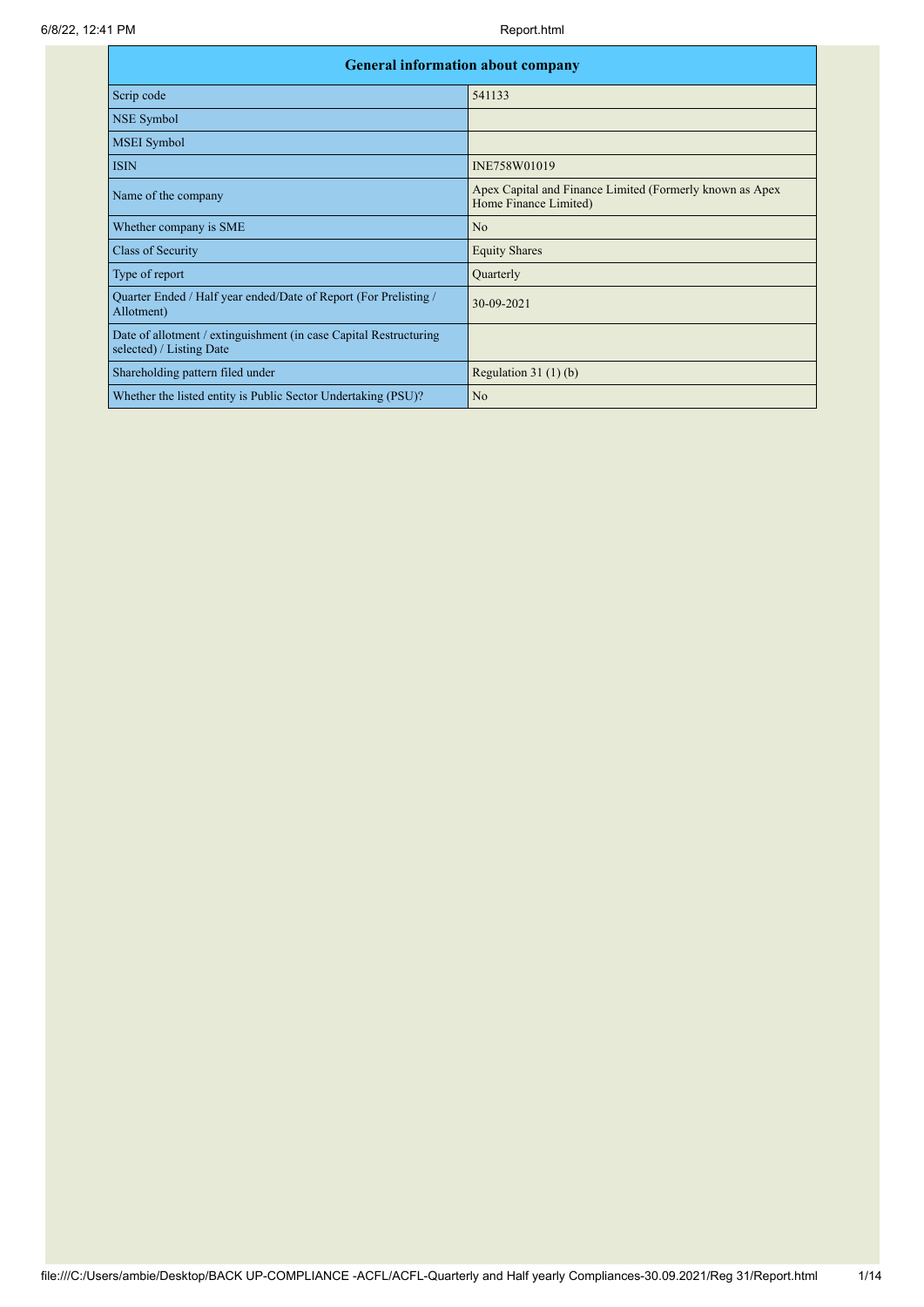| General information about company | |
|---|---|
| Scrip code | 541133 |
| NSE Symbol | |
| MSEI Symbol | |
| ISIN | INE758W01019 |
| Name of the company | Apex Capital and Finance Limited (Formerly known as Apex Home Finance Limited) |
| Whether company is SME | No |
| Class of Security | Equity Shares |
| Type of report | Quarterly |
| Quarter Ended / Half year ended/Date of Report (For Prelisting / Allotment) | 30-09-2021 |
| Date of allotment / extinguishment (in case Capital Restructuring selected) / Listing Date | |
| Shareholding pattern filed under | Regulation 31 (1) (b) |
| Whether the listed entity is Public Sector Undertaking (PSU)? | No |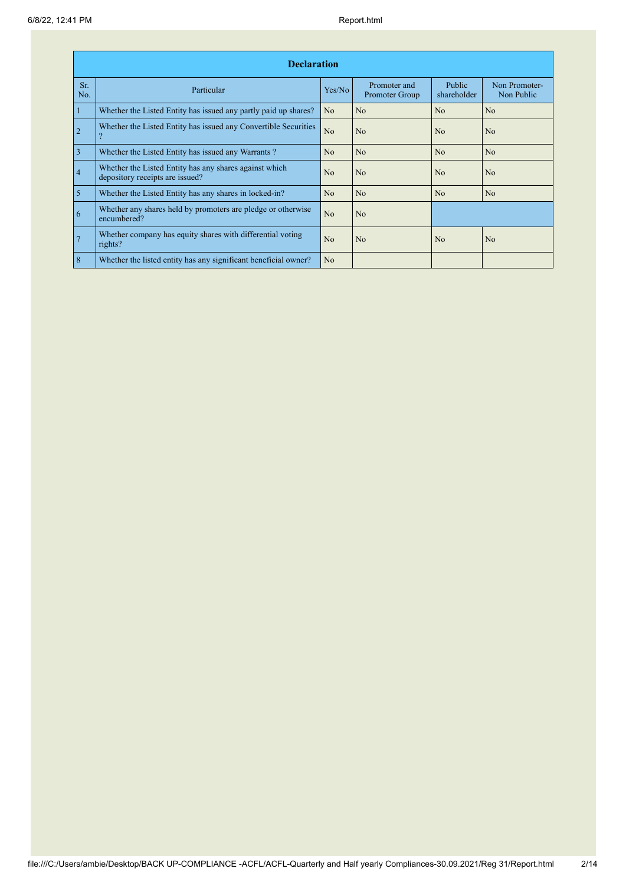| Declaration | | | | | |
|---|---|---|---|---|---|
| Sr. No. | Particular | Yes/No | Promoter and Promoter Group | Public shareholder | Non Promoter- Non Public |
| 1 | Whether the Listed Entity has issued any partly paid up shares? | No | No | No | No |
| 2 | Whether the Listed Entity has issued any Convertible Securities ? | No | No | No | No |
| 3 | Whether the Listed Entity has issued any Warrants ? | No | No | No | No |
| 4 | Whether the Listed Entity has any shares against which depository receipts are issued? | No | No | No | No |
| 5 | Whether the Listed Entity has any shares in locked-in? | No | No | No | No |
| 6 | Whether any shares held by promoters are pledge or otherwise encumbered? | No | No | | |
| 7 | Whether company has equity shares with differential voting rights? | No | No | No | No |
| 8 | Whether the listed entity has any significant beneficial owner? | No | | | |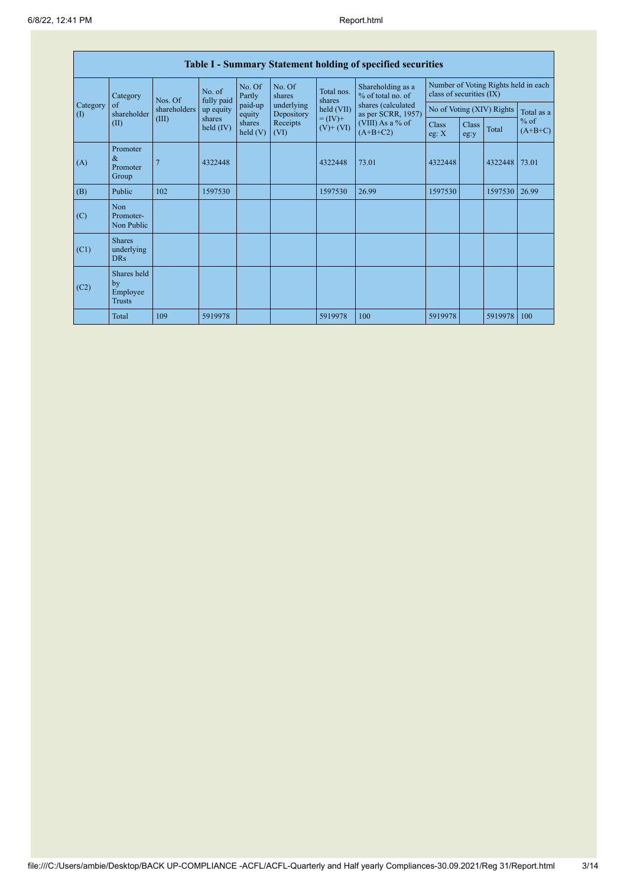| Table I - Summary Statement holding of specified securities | | | | | | | | | | | | |
|---|---|---|---|---|---|---|---|---|---|---|---|---|
| Category (I) | Category of shareholder (II) | Nos. Of shareholders (III) | No. of fully paid up equity shares held (IV) | No. Of Partly paid-up equity shares held (V) | No. Of shares underlying Depository Receipts (VI) | Total nos. shares held (VII) = (IV)+ (V)+ (VI) | Shareholding as a % of total no. of shares (calculated as per SCRR, 1957) (VIII) As a % of (A+B+C2) | Number of Voting Rights held in each class of securities (IX) | | | |
| | | | | | | | | No of Voting (XIV) Rights | | | Total as a % of (A+B+C) |
| | | | | | | | | Class eg: X | Class eg:y | Total | |
| (A) | Promoter & Promoter Group | 7 | 4322448 | | | 4322448 | 73.01 | 4322448 | | 4322448 | 73.01 |
| (B) | Public | 102 | 1597530 | | | 1597530 | 26.99 | 1597530 | | 1597530 | 26.99 |
| (C) | Non Promoter- Non Public | | | | | | | | | | |
| (C1) | Shares underlying DRs | | | | | | | | | | |
| (C2) | Shares held by Employee Trusts | | | | | | | | | | |
| | Total | 109 | 5919978 | | | 5919978 | 100 | 5919978 | | 5919978 | 100 |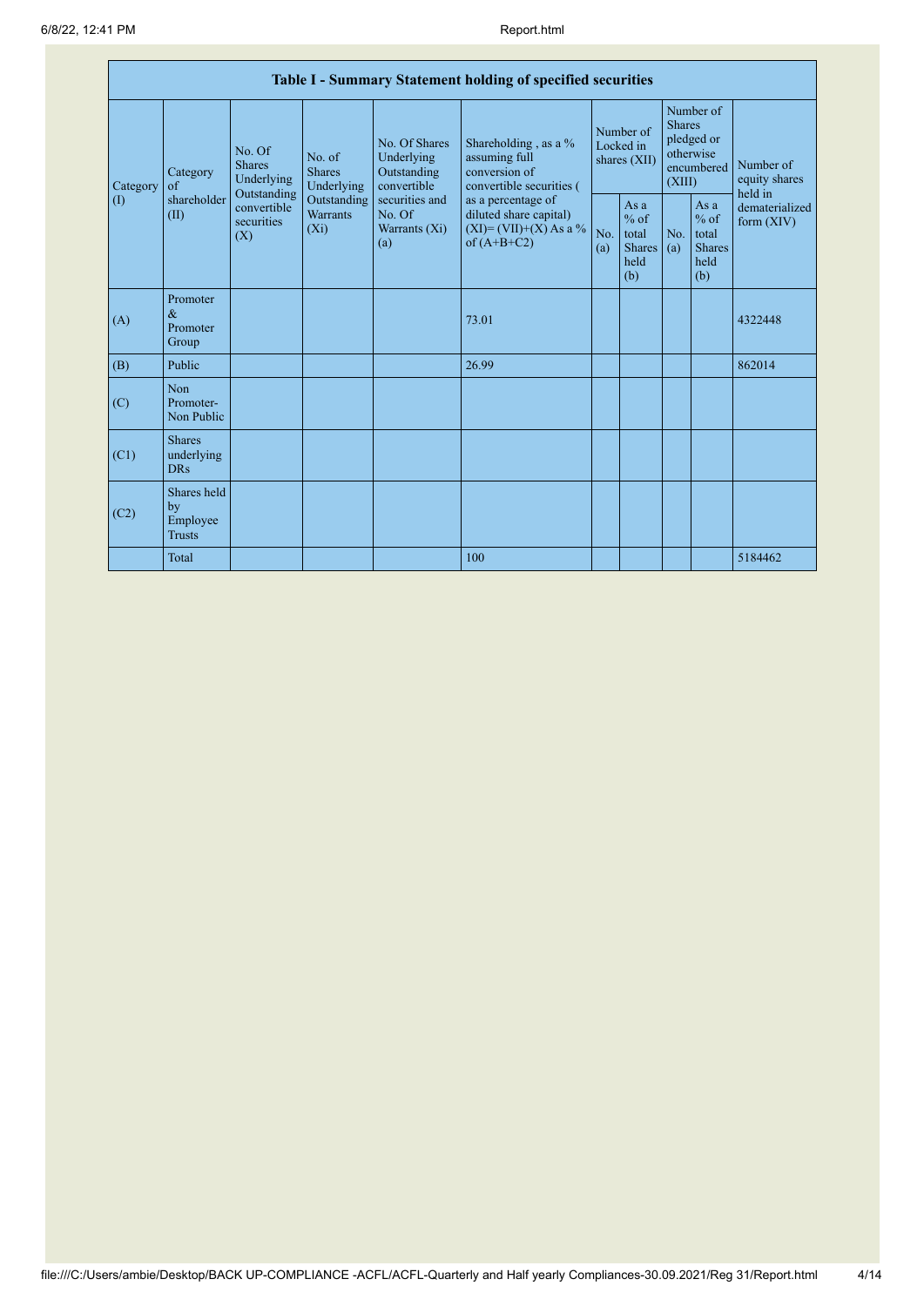| Table I - Summary Statement holding of specified securities | | | | | | | | | | | |
|---|---|---|---|---|---|---|---|---|---|---|---|
| Category (I) | Category of shareholder (II) | No. Of Shares Underlying Outstanding convertible securities (X) | No. of Shares Underlying Outstanding Warrants (Xi) | No. Of Shares Underlying Outstanding convertible securities and No. Of Warrants (Xi) (a) | Shareholding , as a % assuming full conversion of convertible securities ( as a percentage of diluted share capital) (XI)= (VII)+(X) As a % of (A+B+C2) | Number of Locked in shares (XII) | | Number of Shares pledged or otherwise encumbered (XIII) | | Number of equity shares held in dematerialized form (XIV) |
| | | | | | | No. (a) | As a % of total Shares held (b) | No. (a) | As a % of total Shares held (b) | |
| (A) | Promoter & Promoter Group | | | | 73.01 | | | | | 4322448 |
| (B) | Public | | | | 26.99 | | | | | 862014 |
| (C) | Non Promoter- Non Public | | | | | | | | | |
| (C1) | Shares underlying DRs | | | | | | | | | |
| (C2) | Shares held by Employee Trusts | | | | | | | | | |
| | Total | | | | 100 | | | | | 5184462 |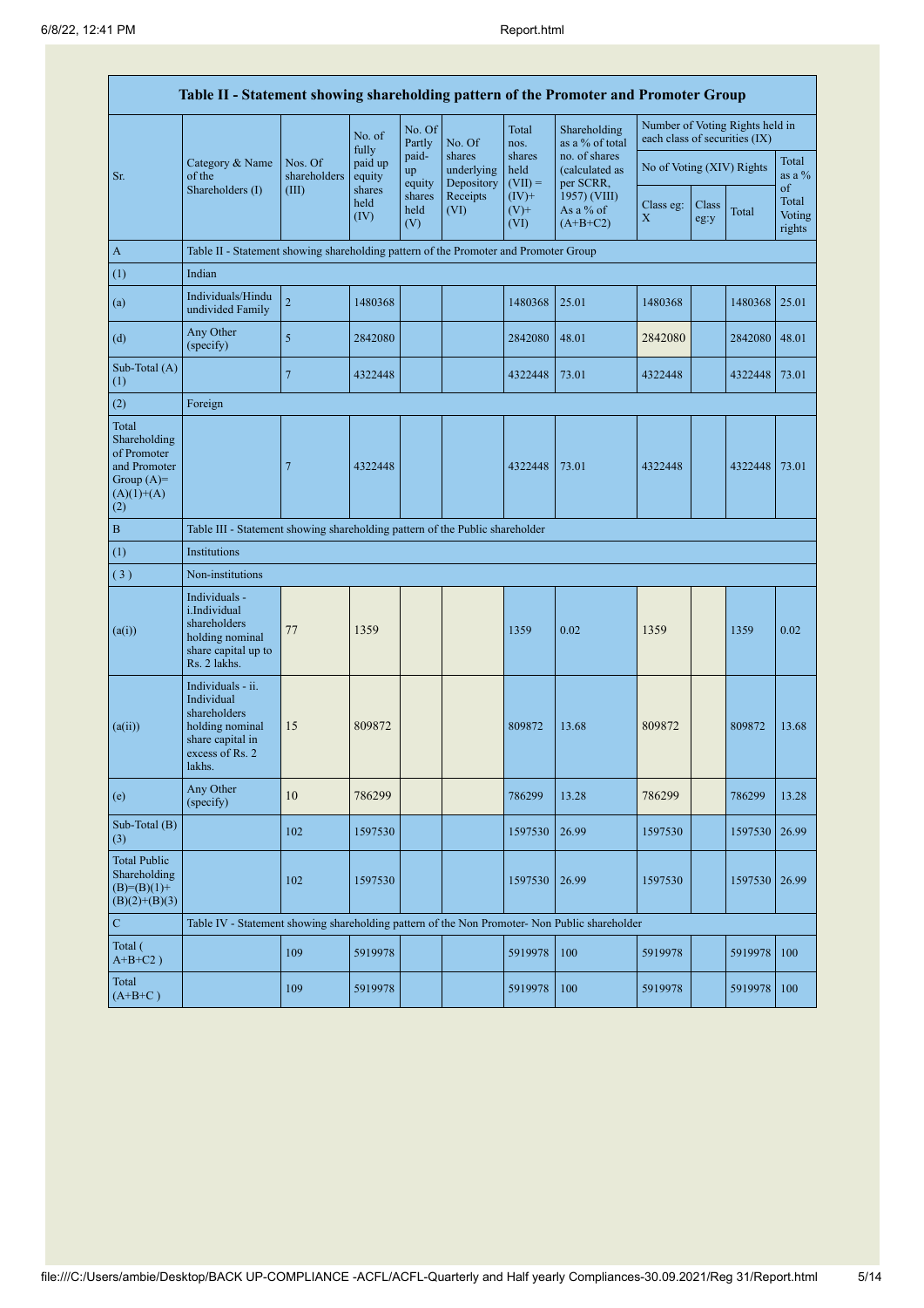| Table II - Statement showing shareholding pattern of the Promoter and Promoter Group | | | | | | | | | | | | |
|---|---|---|---|---|---|---|---|---|---|---|---|---|
| Sr. | Category & Name of the Shareholders (I) | Nos. Of shareholders (III) | No. of fully paid up equity shares held (IV) | No. Of Partly paid-up equity shares held (V) | No. Of shares underlying Depository Receipts (VI) | Total nos. shares held (VII) = (IV)+ (V)+ (VI) | Shareholding as a % of total no. of shares (calculated as per SCRR, 1957) (VIII) As a % of (A+B+C2) | Number of Voting Rights held in each class of securities (IX) | | | |
| | | | | | | | | No of Voting (XIV) Rights | | | Total as a % of Total Voting rights |
| | | | | | | | | Class eg: X | Class eg:y | Total | |
| A | Table II - Statement showing shareholding pattern of the Promoter and Promoter Group | | | | | | | | | | |
| (1) | Indian | | | | | | | | | | |
| (a) | Individuals/Hindu undivided Family | 2 | 1480368 | | | 1480368 | 25.01 | 1480368 | | 1480368 | 25.01 |
| (d) | Any Other (specify) | 5 | 2842080 | | | 2842080 | 48.01 | 2842080 | | 2842080 | 48.01 |
| Sub-Total (A) (1) | | 7 | 4322448 | | | 4322448 | 73.01 | 4322448 | | 4322448 | 73.01 |
| (2) | Foreign | | | | | | | | | | |
| Total Shareholding of Promoter and Promoter Group (A)= (A)(1)+(A)(2) | | 7 | 4322448 | | | 4322448 | 73.01 | 4322448 | | 4322448 | 73.01 |
| B | Table III - Statement showing shareholding pattern of the Public shareholder | | | | | | | | | | |
| (1) | Institutions | | | | | | | | | | |
| (3) | Non-institutions | | | | | | | | | | |
| (a(i)) | Individuals - i.Individual shareholders holding nominal share capital up to Rs. 2 lakhs. | 77 | 1359 | | | 1359 | 0.02 | 1359 | | 1359 | 0.02 |
| (a(ii)) | Individuals - ii. Individual shareholders holding nominal share capital in excess of Rs. 2 lakhs. | 15 | 809872 | | | 809872 | 13.68 | 809872 | | 809872 | 13.68 |
| (e) | Any Other (specify) | 10 | 786299 | | | 786299 | 13.28 | 786299 | | 786299 | 13.28 |
| Sub-Total (B) (3) | | 102 | 1597530 | | | 1597530 | 26.99 | 1597530 | | 1597530 | 26.99 |
| Total Public Shareholding (B)=(B)(1)+(B)(2)+(B)(3) | | 102 | 1597530 | | | 1597530 | 26.99 | 1597530 | | 1597530 | 26.99 |
| C | Table IV - Statement showing shareholding pattern of the Non Promoter- Non Public shareholder | | | | | | | | | | |
| Total ( A+B+C2 ) | | 109 | 5919978 | | | 5919978 | 100 | 5919978 | | 5919978 | 100 |
| Total (A+B+C ) | | 109 | 5919978 | | | 5919978 | 100 | 5919978 | | 5919978 | 100 |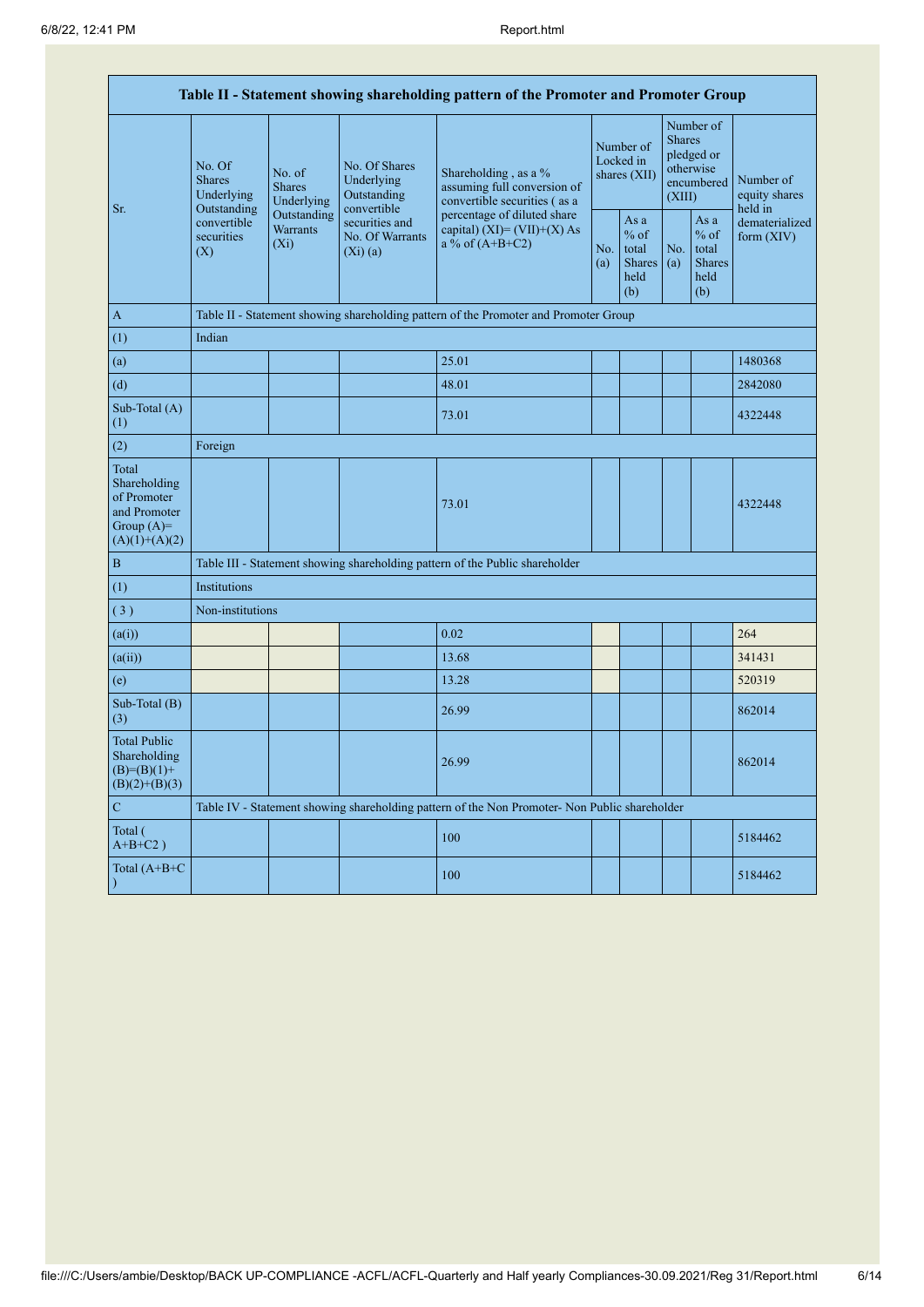| Table II - Statement showing shareholding pattern of the Promoter and Promoter Group | | | | | | | | | |
|---|---|---|---|---|---|---|---|---|---|
| Sr. | No. Of Shares Underlying Outstanding convertible securities (X) | No. of Shares Underlying Outstanding Warrants (Xi) | No. Of Shares Underlying Outstanding convertible securities and No. Of Warrants (Xi) (a) | Shareholding , as a % assuming full conversion of convertible securities ( as a percentage of diluted share capital) (XI)= (VII)+(X) As a % of (A+B+C2) | Number of Locked in shares (XII) | | Number of Shares pledged or otherwise encumbered (XIII) | | Number of equity shares held in dematerialized form (XIV) |
| | | | | | No. (a) | As a % of total Shares held (b) | No. (a) | As a % of total Shares held (b) | |
| A | Table II - Statement showing shareholding pattern of the Promoter and Promoter Group | | | | | | | | |
| (1) | Indian | | | | | | | | |
| (a) | | | | 25.01 | | | | | 1480368 |
| (d) | | | | 48.01 | | | | | 2842080 |
| Sub-Total (A) (1) | | | | 73.01 | | | | | 4322448 |
| (2) | Foreign | | | | | | | | |
| Total Shareholding of Promoter and Promoter Group (A)= (A)(1)+(A)(2) | | | | 73.01 | | | | | 4322448 |
| B | Table III - Statement showing shareholding pattern of the Public shareholder | | | | | | | | |
| (1) | Institutions | | | | | | | | |
| ( 3 ) | Non-institutions | | | | | | | | |
| (a(i)) | | | | 0.02 | | | | | 264 |
| (a(ii)) | | | | 13.68 | | | | | 341431 |
| (e) | | | | 13.28 | | | | | 520319 |
| Sub-Total (B) (3) | | | | 26.99 | | | | | 862014 |
| Total Public Shareholding (B)=(B)(1)+(B)(2)+(B)(3) | | | | 26.99 | | | | | 862014 |
| C | Table IV - Statement showing shareholding pattern of the Non Promoter- Non Public shareholder | | | | | | | | |
| Total ( A+B+C2 ) | | | | 100 | | | | | 5184462 |
| Total (A+B+C ) | | | | 100 | | | | | 5184462 |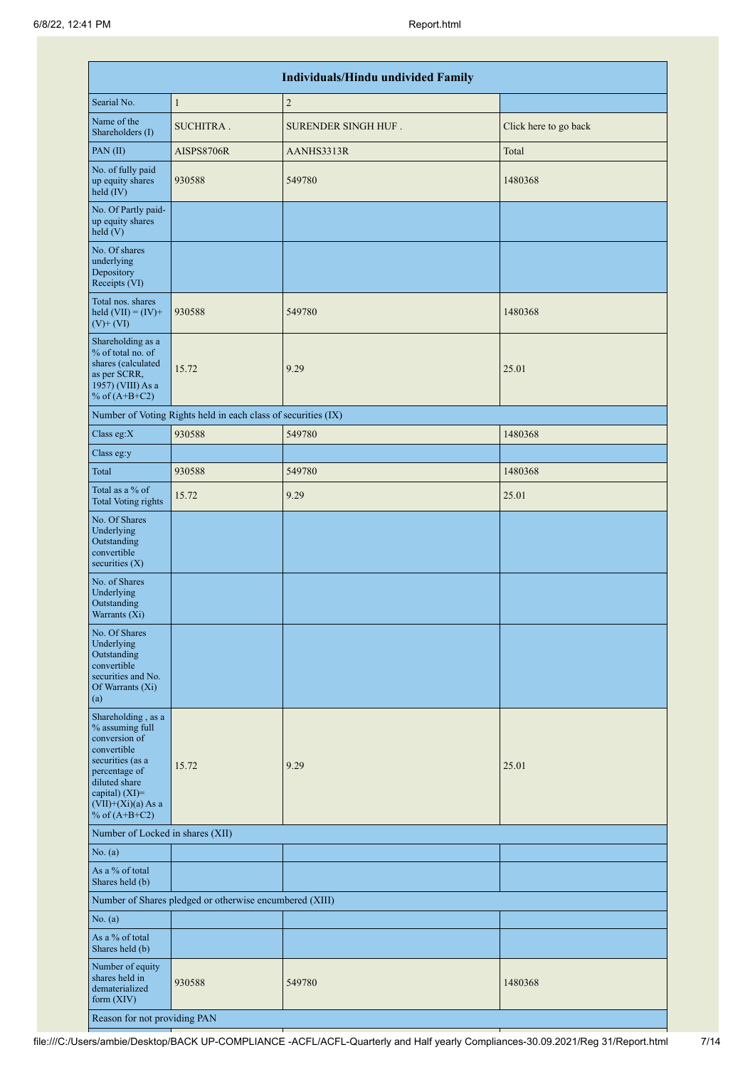| Individuals/Hindu undivided Family | | | |
|---|---|---|---|
| Searial No. | 1 | 2 | |
| Name of the Shareholders (I) | SUCHITRA . | SURENDER SINGH HUF . | Click here to go back |
| PAN (II) | AISPS8706R | AANHS3313R | Total |
| No. of fully paid up equity shares held (IV) | 930588 | 549780 | 1480368 |
| No. Of Partly paid-up equity shares held (V) | | | |
| No. Of shares underlying Depository Receipts (VI) | | | |
| Total nos. shares held (VII) = (IV)+(V)+ (VI) | 930588 | 549780 | 1480368 |
| Shareholding as a % of total no. of shares (calculated as per SCRR, 1957) (VIII) As a % of (A+B+C2) | 15.72 | 9.29 | 25.01 |
| Number of Voting Rights held in each class of securities (IX) | | | |
| Class eg:X | 930588 | 549780 | 1480368 |
| Class eg:y | | | |
| Total | 930588 | 549780 | 1480368 |
| Total as a % of Total Voting rights | 15.72 | 9.29 | 25.01 |
| No. Of Shares Underlying Outstanding convertible securities (X) | | | |
| No. of Shares Underlying Outstanding Warrants (Xi) | | | |
| No. Of Shares Underlying Outstanding convertible securities and No. Of Warrants (Xi) (a) | | | |
| Shareholding , as a % assuming full conversion of convertible securities (as a percentage of diluted share capital) (XI)= (VII)+(Xi)(a) As a % of (A+B+C2) | 15.72 | 9.29 | 25.01 |
| Number of Locked in shares (XII) | | | |
| No. (a) | | | |
| As a % of total Shares held (b) | | | |
| Number of Shares pledged or otherwise encumbered (XIII) | | | |
| No. (a) | | | |
| As a % of total Shares held (b) | | | |
| Number of equity shares held in dematerialized form (XIV) | 930588 | 549780 | 1480368 |
| Reason for not providing PAN | | | |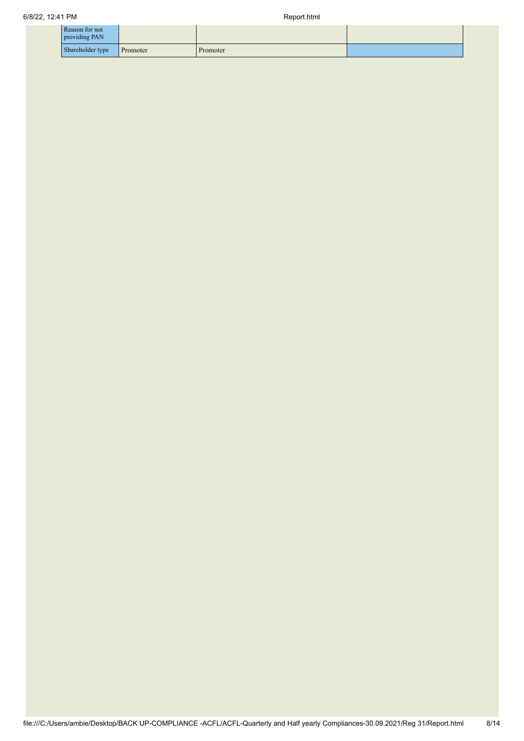| Reason for not providing PAN | | | |
| --- | --- | --- | --- |
| Shareholder type | Promoter | Promoter | |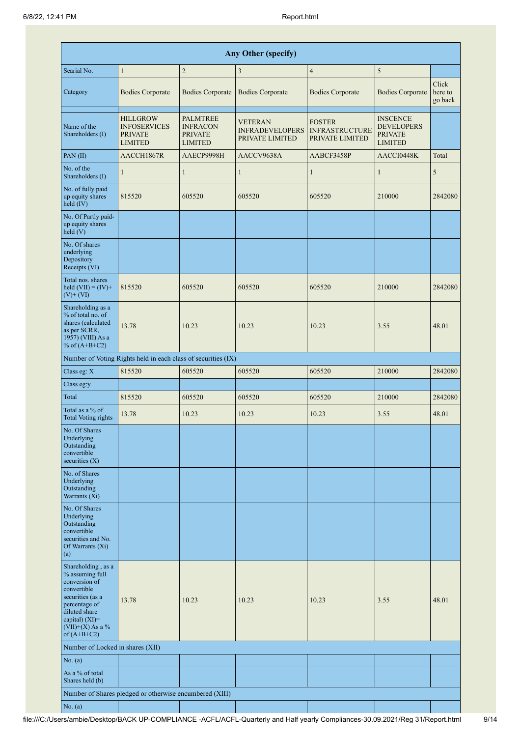| Any Other (specify) | | | | | | |
|---|---|---|---|---|---|---|
| Searial No. | 1 | 2 | 3 | 4 | 5 | |
| Category | Bodies Corporate | Bodies Corporate | Bodies Corporate | Bodies Corporate | Bodies Corporate | Click here to go back |
| Name of the Shareholders (I) | HILLGROW INFOSERVICES PRIVATE LIMITED | PALMTREE INFRACON PRIVATE LIMITED | VETERAN INFRADEVELOPERS PRIVATE LIMITED | FOSTER INFRASTRUCTURE PRIVATE LIMITED | INSCENCE DEVELOPERS PRIVATE LIMITED | |
| PAN (II) | AACCH1867R | AAECP9998H | AACCV9638A | AABCF3458P | AACCI0448K | Total |
| No. of the Shareholders (I) | 1 | 1 | 1 | 1 | 1 | 5 |
| No. of fully paid up equity shares held (IV) | 815520 | 605520 | 605520 | 605520 | 210000 | 2842080 |
| No. Of Partly paid-up equity shares held (V) | | | | | | |
| No. Of shares underlying Depository Receipts (VI) | | | | | | |
| Total nos. shares held (VII) = (IV)+(V)+ (VI) | 815520 | 605520 | 605520 | 605520 | 210000 | 2842080 |
| Shareholding as a % of total no. of shares (calculated as per SCRR, 1957) (VIII) As a % of (A+B+C2) | 13.78 | 10.23 | 10.23 | 10.23 | 3.55 | 48.01 |
| Number of Voting Rights held in each class of securities (IX) | | | | | | |
| Class eg: X | 815520 | 605520 | 605520 | 605520 | 210000 | 2842080 |
| Class eg:y | | | | | | |
| Total | 815520 | 605520 | 605520 | 605520 | 210000 | 2842080 |
| Total as a % of Total Voting rights | 13.78 | 10.23 | 10.23 | 10.23 | 3.55 | 48.01 |
| No. Of Shares Underlying Outstanding convertible securities (X) | | | | | | |
| No. of Shares Underlying Outstanding Warrants (Xi) | | | | | | |
| No. Of Shares Underlying Outstanding convertible securities and No. Of Warrants (Xi) (a) | | | | | | |
| Shareholding , as a % assuming full conversion of convertible securities (as a percentage of diluted share capital) (XI)= (VII)+(X) As a % of (A+B+C2) | 13.78 | 10.23 | 10.23 | 10.23 | 3.55 | 48.01 |
| Number of Locked in shares (XII) | | | | | | |
| No. (a) | | | | | | |
| As a % of total Shares held (b) | | | | | | |
| Number of Shares pledged or otherwise encumbered (XIII) | | | | | | |
| No. (a) | | | | | | |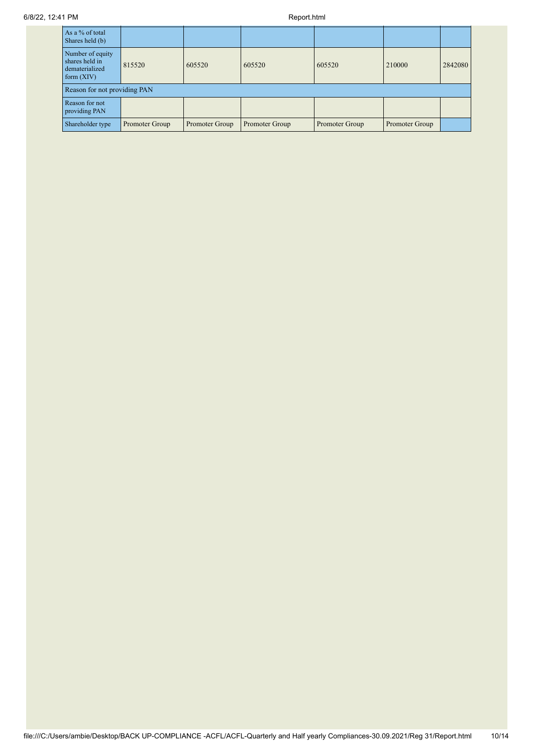| | | | | | | |
|---|---|---|---|---|---|---|
| As a % of total Shares held (b) | | | | | | |
| Number of equity shares held in dematerialized form (XIV) | 815520 | 605520 | 605520 | 605520 | 210000 | 2842080 |
| Reason for not providing PAN | | | | | | |
| Reason for not providing PAN | | | | | | |
| Shareholder type | Promoter Group | Promoter Group | Promoter Group | Promoter Group | Promoter Group | |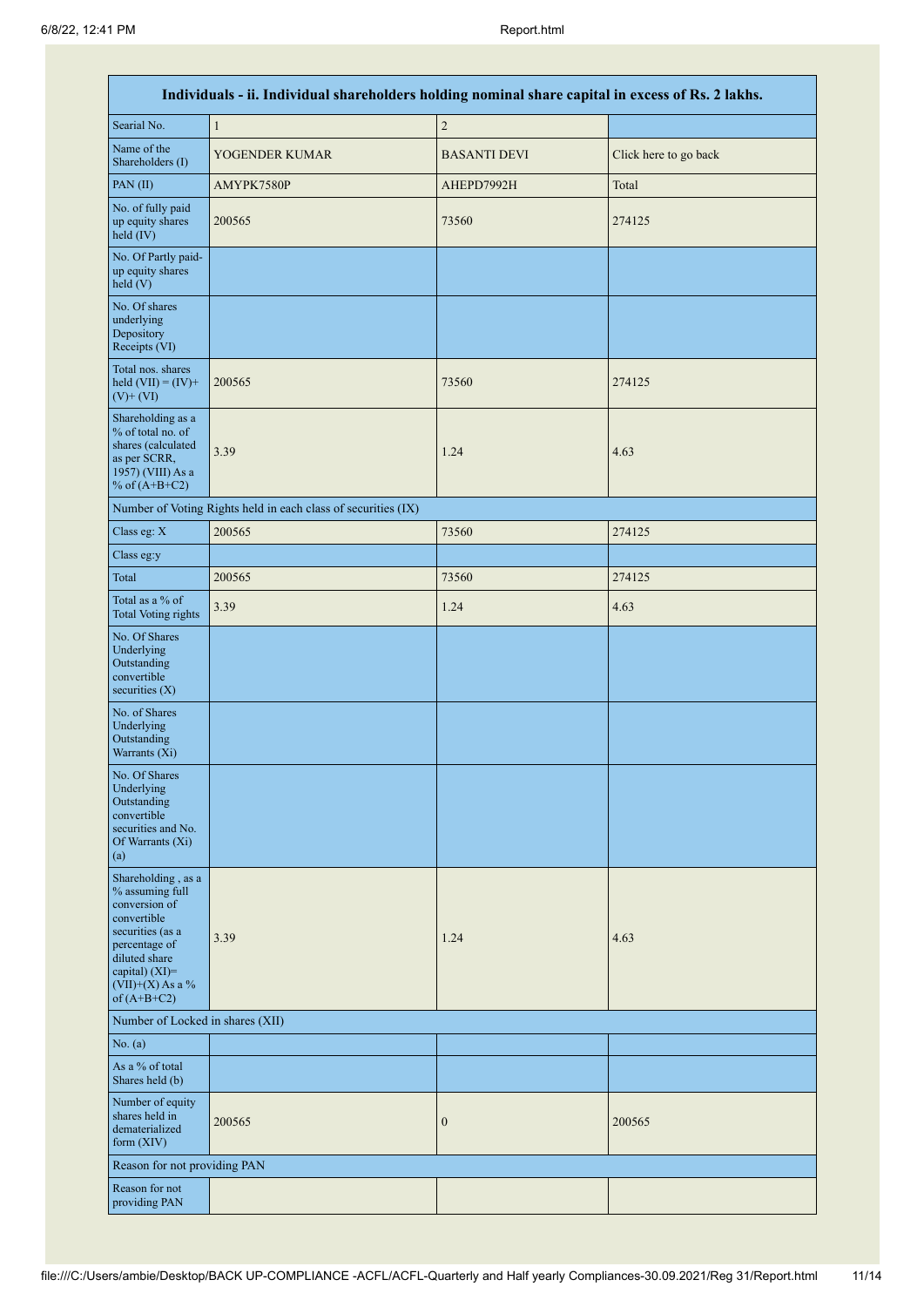| Individuals - ii. Individual shareholders holding nominal share capital in excess of Rs. 2 lakhs. | | | |
|---|---|---|---|
| Searial No. | 1 | 2 | |
| Name of the Shareholders (I) | YOGENDER KUMAR | BASANTI DEVI | Click here to go back |
| PAN (II) | AMYPK7580P | AHEPD7992H | Total |
| No. of fully paid up equity shares held (IV) | 200565 | 73560 | 274125 |
| No. Of Partly paid-up equity shares held (V) | | | |
| No. Of shares underlying Depository Receipts (VI) | | | |
| Total nos. shares held (VII) = (IV)+(V)+ (VI) | 200565 | 73560 | 274125 |
| Shareholding as a % of total no. of shares (calculated as per SCRR, 1957) (VIII) As a % of (A+B+C2) | 3.39 | 1.24 | 4.63 |
| Number of Voting Rights held in each class of securities (IX) | | | |
| Class eg: X | 200565 | 73560 | 274125 |
| Class eg:y | | | |
| Total | 200565 | 73560 | 274125 |
| Total as a % of Total Voting rights | 3.39 | 1.24 | 4.63 |
| No. Of Shares Underlying Outstanding convertible securities (X) | | | |
| No. of Shares Underlying Outstanding Warrants (Xi) | | | |
| No. Of Shares Underlying Outstanding convertible securities and No. Of Warrants (Xi) (a) | | | |
| Shareholding , as a % assuming full conversion of convertible securities (as a percentage of diluted share capital) (XI)= (VII)+(X) As a % of (A+B+C2) | 3.39 | 1.24 | 4.63 |
| Number of Locked in shares (XII) | | | |
| No. (a) | | | |
| As a % of total Shares held (b) | | | |
| Number of equity shares held in dematerialized form (XIV) | 200565 | 0 | 200565 |
| Reason for not providing PAN | | | |
| Reason for not providing PAN | | | |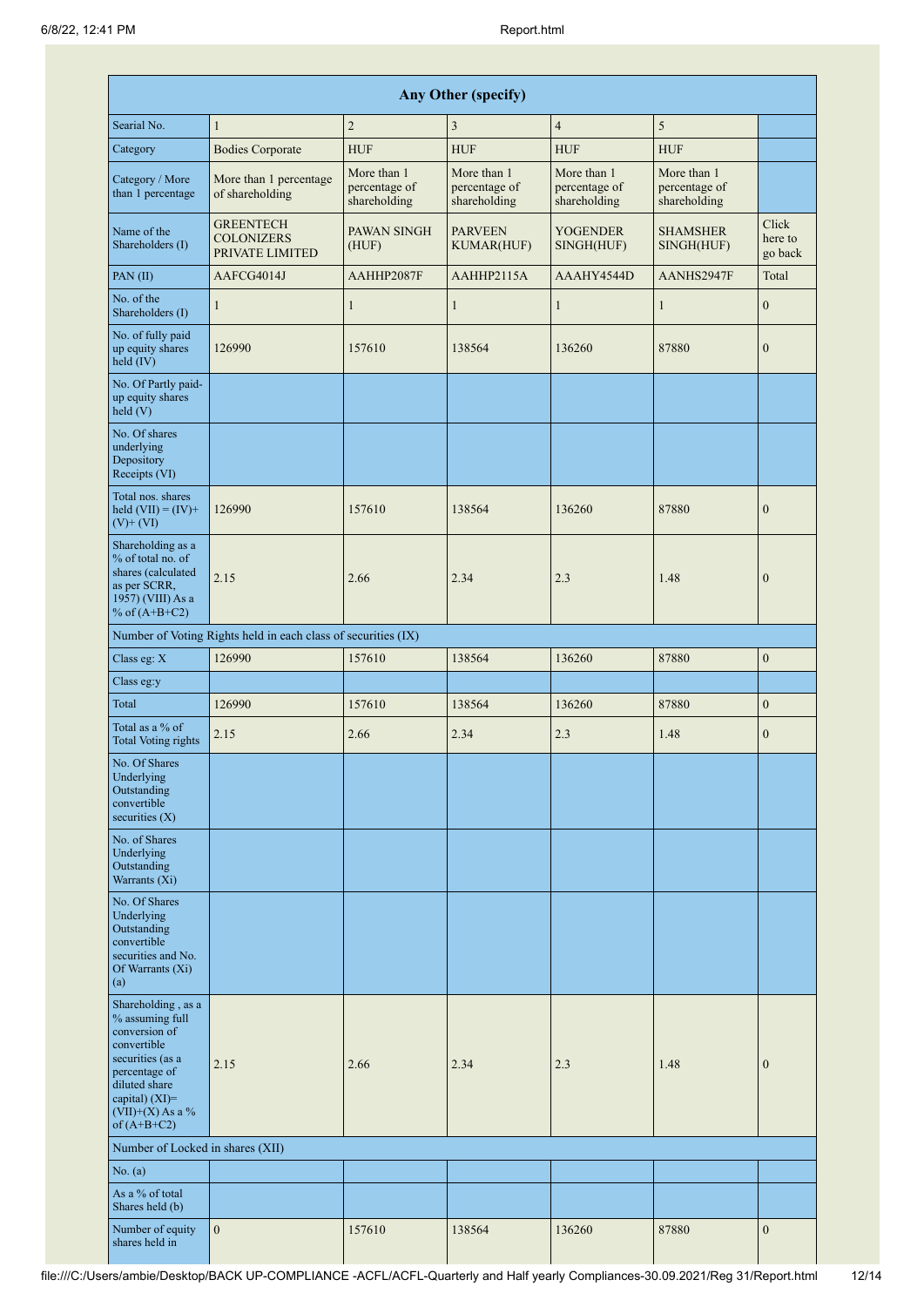| Any Other (specify) | | | | | | |
|---|---|---|---|---|---|---|
| Searial No. | 1 | 2 | 3 | 4 | 5 | |
| Category | Bodies Corporate | HUF | HUF | HUF | HUF | |
| Category / More than 1 percentage | More than 1 percentage of shareholding | More than 1 percentage of shareholding | More than 1 percentage of shareholding | More than 1 percentage of shareholding | More than 1 percentage of shareholding | |
| Name of the Shareholders (I) | GREENTECH COLONIZERS PRIVATE LIMITED | PAWAN SINGH (HUF) | PARVEEN KUMAR(HUF) | YOGENDER SINGH(HUF) | SHAMSHER SINGH(HUF) | Click here to go back |
| PAN (II) | AAFCG4014J | AAHHP2087F | AAHHP2115A | AAAHY4544D | AANHS2947F | Total |
| No. of the Shareholders (I) | 1 | 1 | 1 | 1 | 1 | 0 |
| No. of fully paid up equity shares held (IV) | 126990 | 157610 | 138564 | 136260 | 87880 | 0 |
| No. Of Partly paid-up equity shares held (V) | | | | | | |
| No. Of shares underlying Depository Receipts (VI) | | | | | | |
| Total nos. shares held (VII) = (IV)+(V)+ (VI) | 126990 | 157610 | 138564 | 136260 | 87880 | 0 |
| Shareholding as a % of total no. of shares (calculated as per SCRR, 1957) (VIII) As a % of (A+B+C2) | 2.15 | 2.66 | 2.34 | 2.3 | 1.48 | 0 |
| Number of Voting Rights held in each class of securities (IX) | | | | | | |
| Class eg: X | 126990 | 157610 | 138564 | 136260 | 87880 | 0 |
| Class eg:y | | | | | | |
| Total | 126990 | 157610 | 138564 | 136260 | 87880 | 0 |
| Total as a % of Total Voting rights | 2.15 | 2.66 | 2.34 | 2.3 | 1.48 | 0 |
| No. Of Shares Underlying Outstanding convertible securities (X) | | | | | | |
| No. of Shares Underlying Outstanding Warrants (Xi) | | | | | | |
| No. Of Shares Underlying Outstanding convertible securities and No. Of Warrants (Xi) (a) | | | | | | |
| Shareholding , as a % assuming full conversion of convertible securities (as a percentage of diluted share capital) (XI)= (VII)+(X) As a % of (A+B+C2) | 2.15 | 2.66 | 2.34 | 2.3 | 1.48 | 0 |
| Number of Locked in shares (XII) | | | | | | |
| No. (a) | | | | | | |
| As a % of total Shares held (b) | | | | | | |
| Number of equity shares held in | 0 | 157610 | 138564 | 136260 | 87880 | 0 |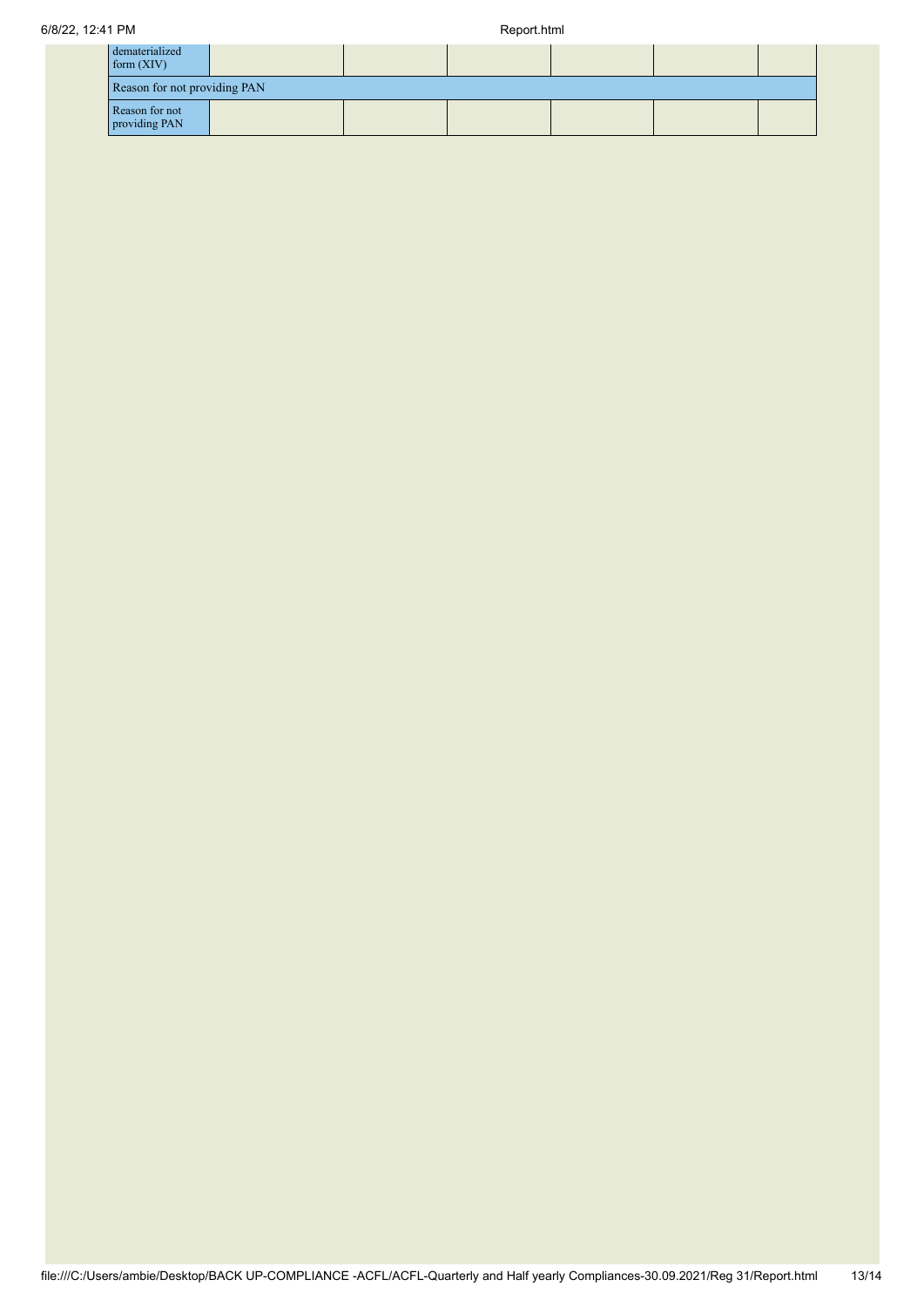| dematerialized form (XIV) | | | | | | |
|---|---|---|---|---|---|---|
| Reason for not providing PAN | | | | | | |
| Reason for not providing PAN | | | | | | |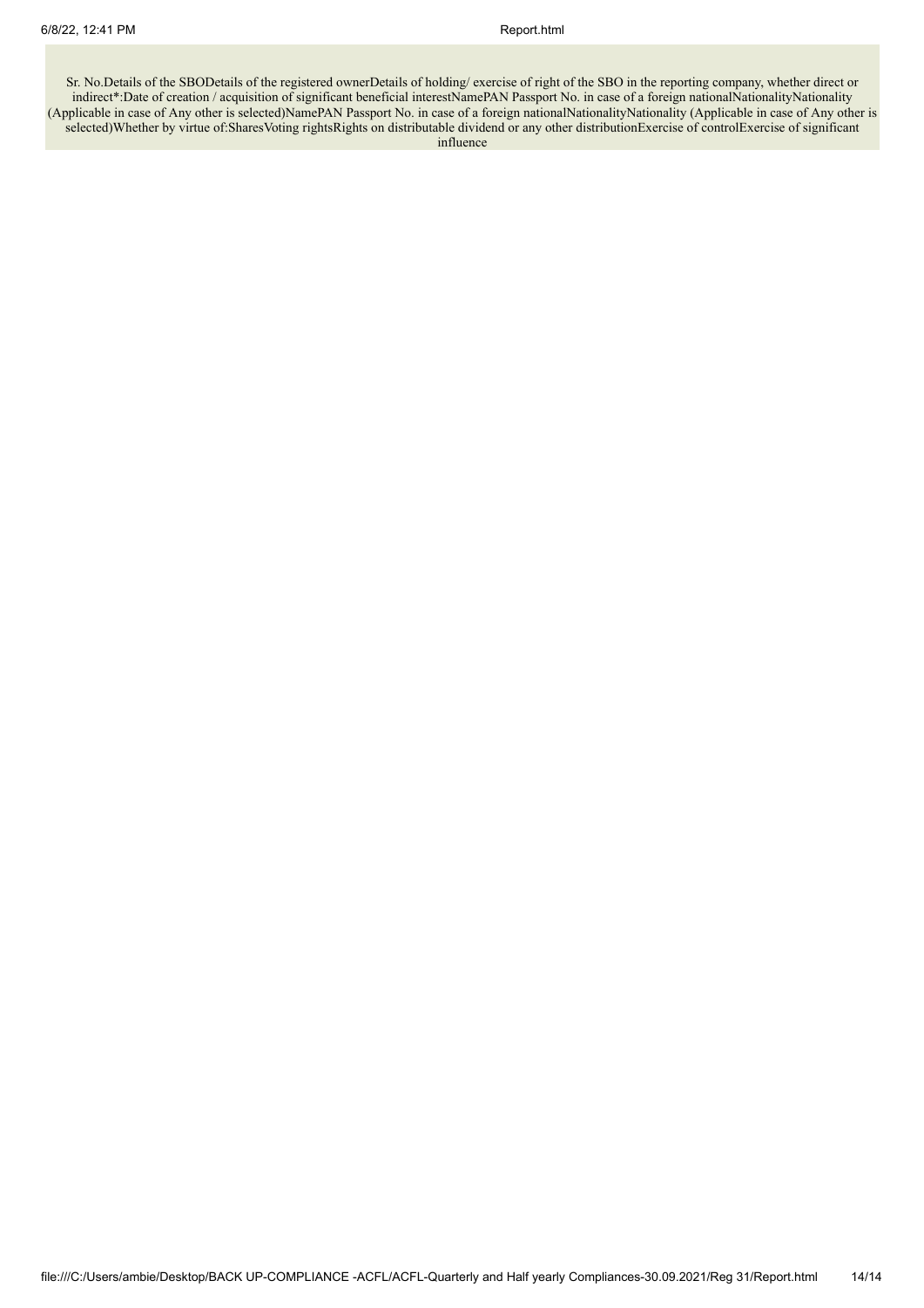Sr. No.Details of the SBODetails of the registered ownerDetails of holding/ exercise of right of the SBO in the reporting company, whether direct or indirect*:Date of creation / acquisition of significant beneficial interestNamePAN Passport No. in case of a foreign nationalNationalityNationality (Applicable in case of Any other is selected)NamePAN Passport No. in case of a foreign nationalNationalityNationality (Applicable in case of Any other is selected)Whether by virtue of:SharesVoting rightsRights on distributable dividend or any other distributionExercise of controlExercise of significant influence